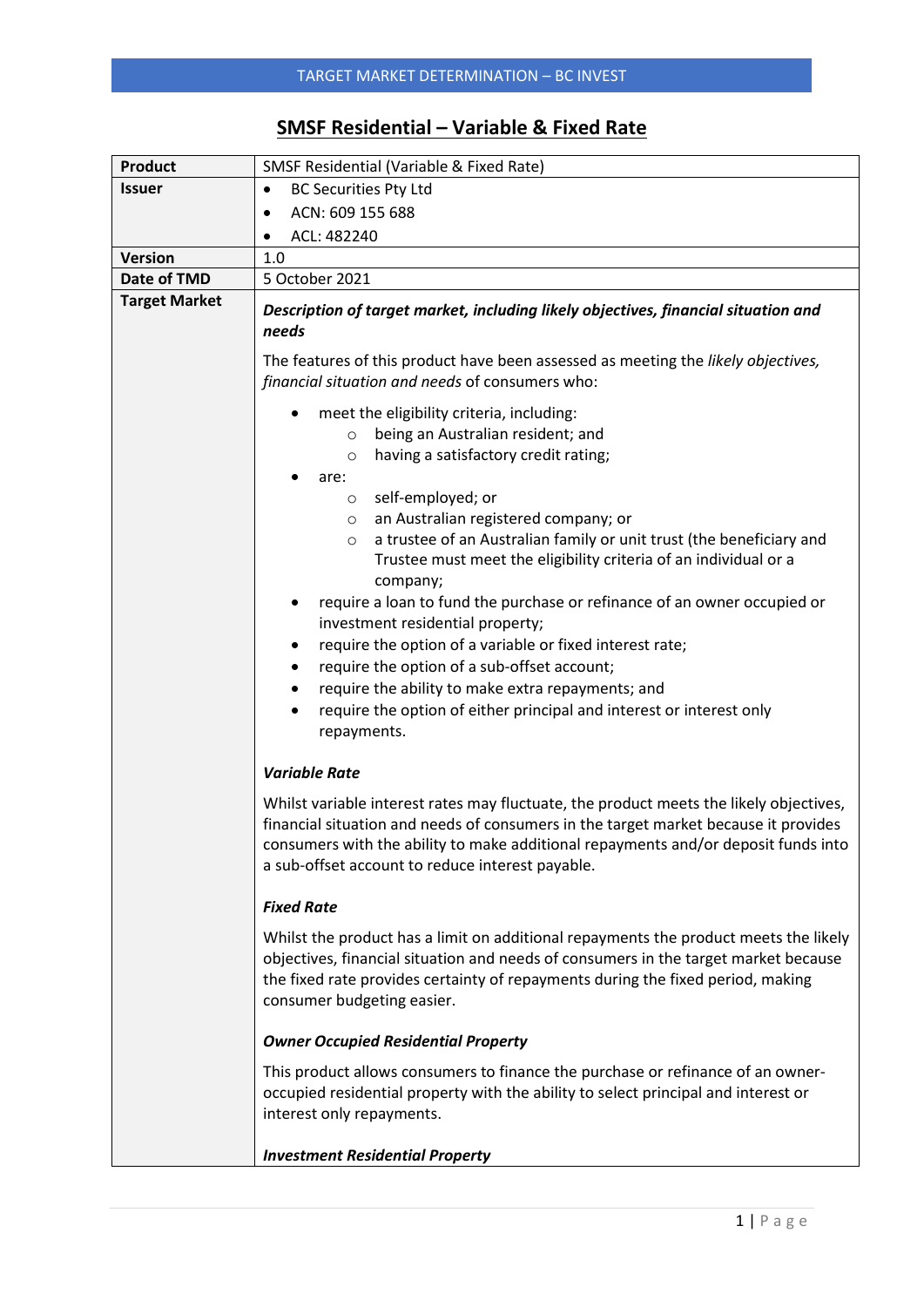TARGET MARKET DETERMINATION – BC INVEST

# SMSF Residential – Variable & Fixed Rate

| | |
|---|---|
| **Product** | SMSF Residential (Variable & Fixed Rate) |
| **Issuer** | • BC Securities Pty Ltd<br>• ACN: 609 155 688<br>• ACL: 482240 |
| **Version** | 1.0 |
| **Date of TMD** | 5 October 2021 |
| **Target Market** | ***Description of target market, including likely objectives, financial situation and needs***<br><br>The features of this product have been assessed as meeting the *likely objectives, financial situation and needs* of consumers who:<br><br>• meet the eligibility criteria, including:<br>  ○ being an Australian resident; and<br>  ○ having a satisfactory credit rating;<br>• are:<br>  ○ self-employed; or<br>  ○ an Australian registered company; or<br>  ○ a trustee of an Australian family or unit trust (the beneficiary and Trustee must meet the eligibility criteria of an individual or a company;<br>• require a loan to fund the purchase or refinance of an owner occupied or investment residential property;<br>• require the option of a variable or fixed interest rate;<br>• require the option of a sub-offset account;<br>• require the ability to make extra repayments; and<br>• require the option of either principal and interest or interest only repayments.<br><br>***Variable Rate***<br><br>Whilst variable interest rates may fluctuate, the product meets the likely objectives, financial situation and needs of consumers in the target market because it provides consumers with the ability to make additional repayments and/or deposit funds into a sub-offset account to reduce interest payable.<br><br>***Fixed Rate***<br><br>Whilst the product has a limit on additional repayments the product meets the likely objectives, financial situation and needs of consumers in the target market because the fixed rate provides certainty of repayments during the fixed period, making consumer budgeting easier.<br><br>***Owner Occupied Residential Property***<br><br>This product allows consumers to finance the purchase or refinance of an owner-occupied residential property with the ability to select principal and interest or interest only repayments.<br><br>***Investment Residential Property*** |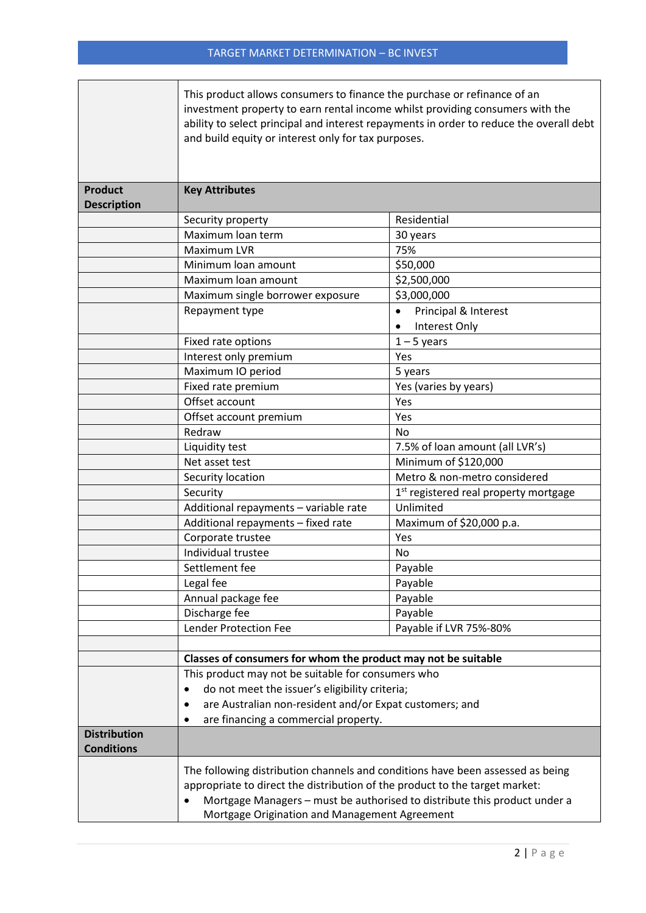This product allows consumers to finance the purchase or refinance of an investment property to earn rental income whilst providing consumers with the ability to select principal and interest repayments in order to reduce the overall debt and build equity or interest only for tax purposes.

| Product Description | Key Attributes | |
|---|---|---|
| | Security property | Residential |
| | Maximum loan term | 30 years |
| | Maximum LVR | 75% |
| | Minimum loan amount | $50,000 |
| | Maximum loan amount | $2,500,000 |
| | Maximum single borrower exposure | $3,000,000 |
| | Repayment type | • Principal & Interest<br>• Interest Only |
| | Fixed rate options | 1 – 5 years |
| | Interest only premium | Yes |
| | Maximum IO period | 5 years |
| | Fixed rate premium | Yes (varies by years) |
| | Offset account | Yes |
| | Offset account premium | Yes |
| | Redraw | No |
| | Liquidity test | 7.5% of loan amount (all LVR's) |
| | Net asset test | Minimum of $120,000 |
| | Security location | Metro & non-metro considered |
| | Security | 1st registered real property mortgage |
| | Additional repayments – variable rate | Unlimited |
| | Additional repayments – fixed rate | Maximum of $20,000 p.a. |
| | Corporate trustee | Yes |
| | Individual trustee | No |
| | Settlement fee | Payable |
| | Legal fee | Payable |
| | Annual package fee | Payable |
| | Discharge fee | Payable |
| | Lender Protection Fee | Payable if LVR 75%-80% |

**Classes of consumers for whom the product may not be suitable**

This product may not be suitable for consumers who

- do not meet the issuer's eligibility criteria;
- are Australian non-resident and/or Expat customers; and
- are financing a commercial property.

**Distribution Conditions**

The following distribution channels and conditions have been assessed as being appropriate to direct the distribution of the product to the target market:

- Mortgage Managers – must be authorised to distribute this product under a Mortgage Origination and Management Agreement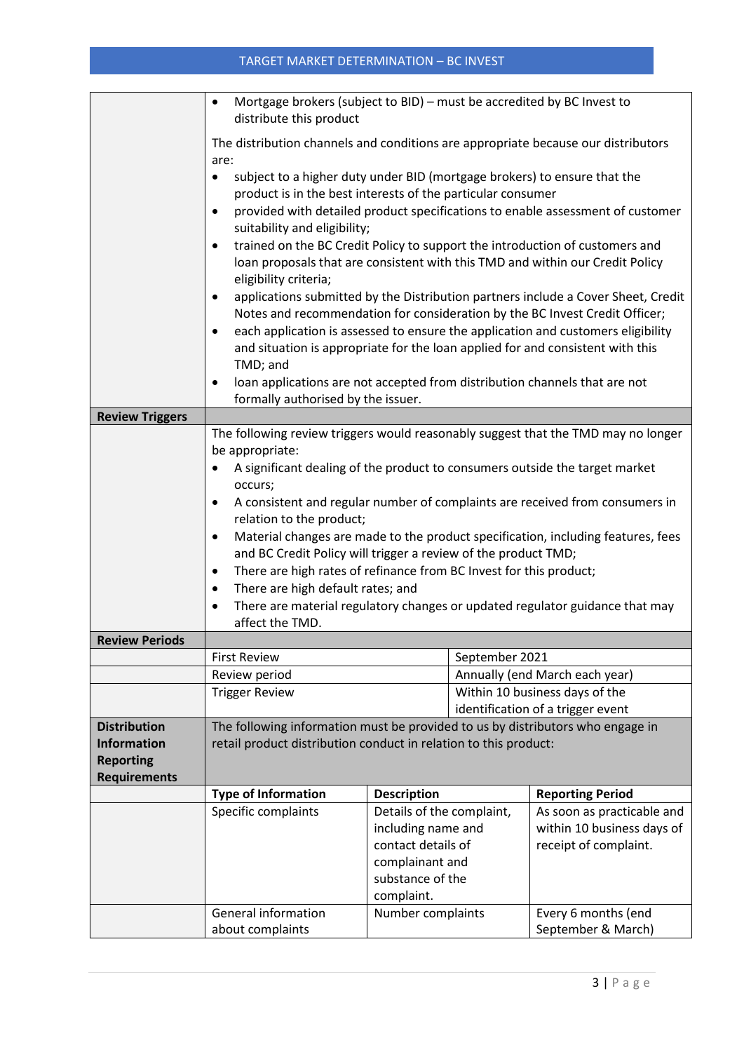| | |
|---|---|
| | • Mortgage brokers (subject to BID) – must be accredited by BC Invest to distribute this product<br><br>The distribution channels and conditions are appropriate because our distributors are:<br>• subject to a higher duty under BID (mortgage brokers) to ensure that the product is in the best interests of the particular consumer<br>• provided with detailed product specifications to enable assessment of customer suitability and eligibility;<br>• trained on the BC Credit Policy to support the introduction of customers and loan proposals that are consistent with this TMD and within our Credit Policy eligibility criteria;<br>• applications submitted by the Distribution partners include a Cover Sheet, Credit Notes and recommendation for consideration by the BC Invest Credit Officer;<br>• each application is assessed to ensure the application and customers eligibility and situation is appropriate for the loan applied for and consistent with this TMD; and<br>• loan applications are not accepted from distribution channels that are not formally authorised by the issuer. |
| **Review Triggers** | |
| | The following review triggers would reasonably suggest that the TMD may no longer be appropriate:<br>• A significant dealing of the product to consumers outside the target market occurs;<br>• A consistent and regular number of complaints are received from consumers in relation to the product;<br>• Material changes are made to the product specification, including features, fees and BC Credit Policy will trigger a review of the product TMD;<br>• There are high rates of refinance from BC Invest for this product;<br>• There are high default rates; and<br>• There are material regulatory changes or updated regulator guidance that may affect the TMD. |

| **Review Periods** | | |
|---|---|---|
| | First Review | September 2021 |
| | Review period | Annually (end March each year) |
| | Trigger Review | Within 10 business days of the identification of a trigger event |

| **Distribution Information Reporting Requirements** | The following information must be provided to us by distributors who engage in retail product distribution conduct in relation to this product: | | |
|---|---|---|---|
| | **Type of Information** | **Description** | **Reporting Period** |
| | Specific complaints | Details of the complaint, including name and contact details of complainant and substance of the complaint. | As soon as practicable and within 10 business days of receipt of complaint. |
| | General information about complaints | Number complaints | Every 6 months (end September & March) |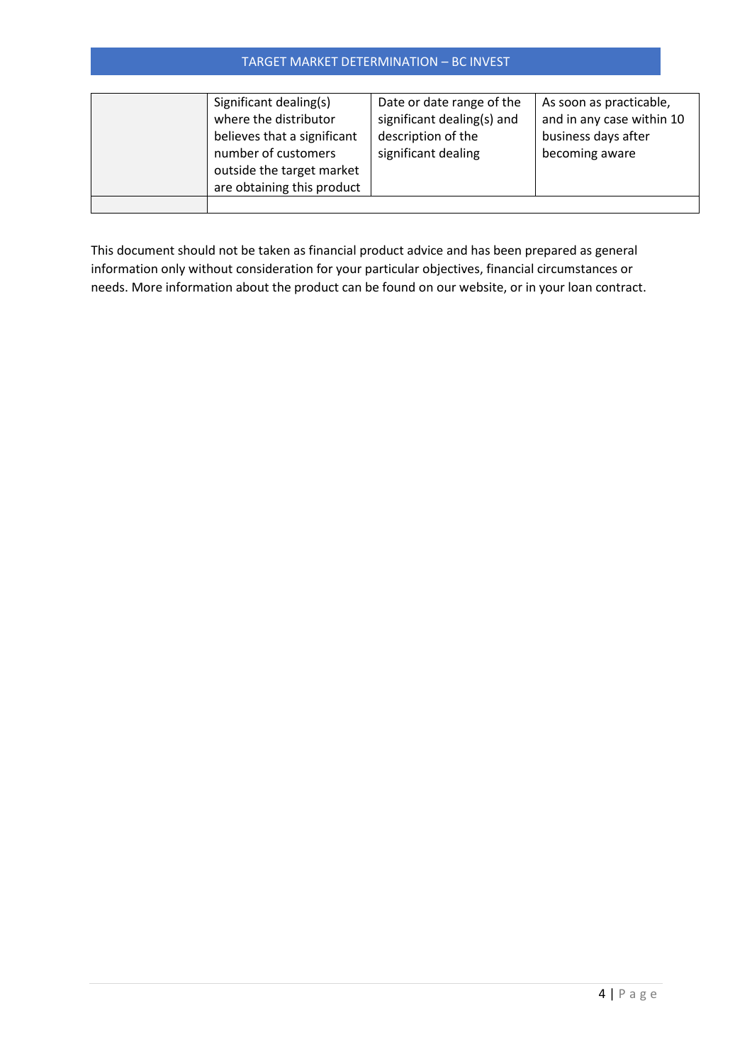| | | | |
|---|---|---|---|
| | Significant dealing(s) where the distributor believes that a significant number of customers outside the target market are obtaining this product | Date or date range of the significant dealing(s) and description of the significant dealing | As soon as practicable, and in any case within 10 business days after becoming aware |
| | | | |

This document should not be taken as financial product advice and has been prepared as general information only without consideration for your particular objectives, financial circumstances or needs. More information about the product can be found on our website, or in your loan contract.